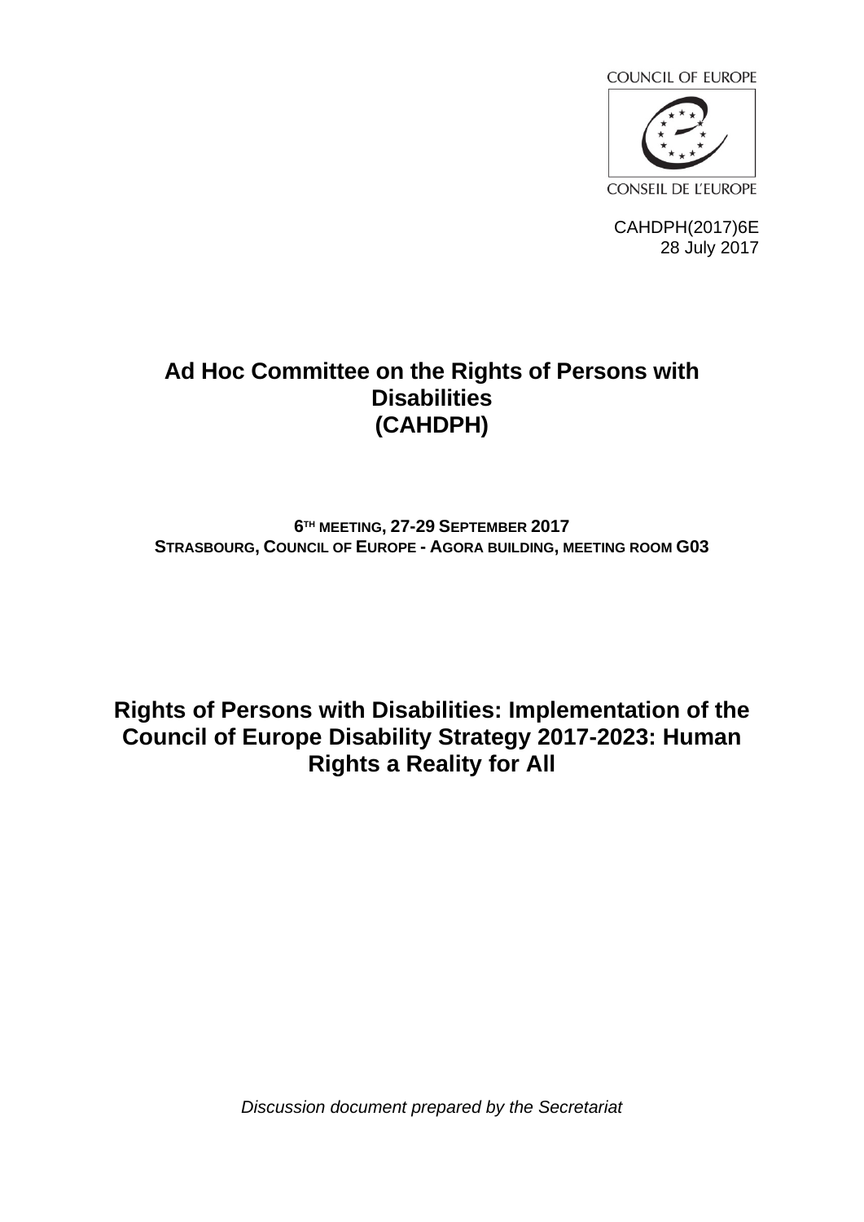COUNCIL OF EUROPE

CONSEIL DE L'EUROPE

CAHDPH(2017)6E
28 July 2017

# Ad Hoc Committee on the Rights of Persons with Disabilities (CAHDPH)

**6TH MEETING, 27-29 SEPTEMBER 2017**
**STRASBOURG, COUNCIL OF EUROPE - AGORA BUILDING, MEETING ROOM G03**

# Rights of Persons with Disabilities: Implementation of the Council of Europe Disability Strategy 2017-2023: Human Rights a Reality for All

*Discussion document prepared by the Secretariat*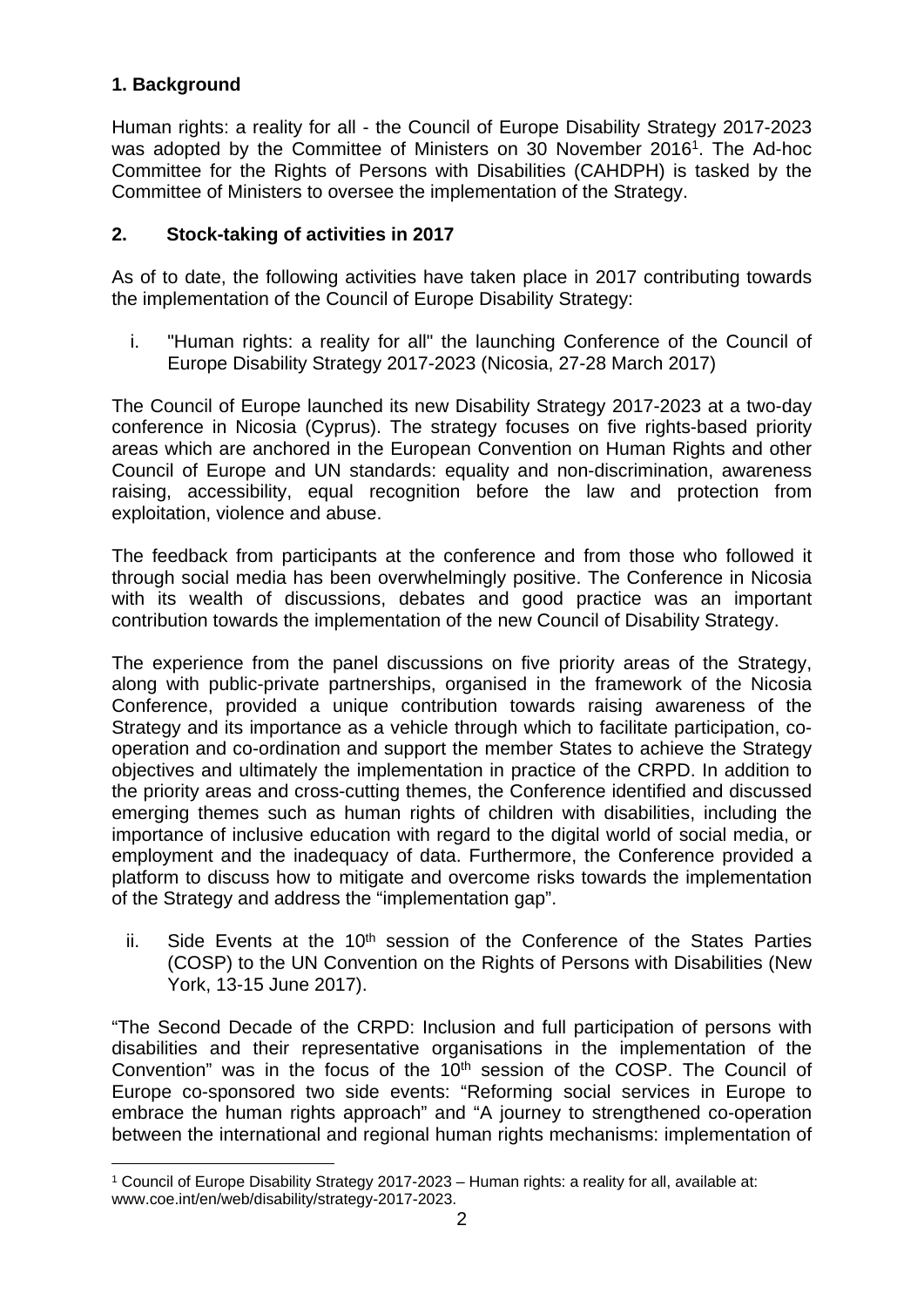## 1. Background

Human rights: a reality for all - the Council of Europe Disability Strategy 2017-2023 was adopted by the Committee of Ministers on 30 November 2016[1]. The Ad-hoc Committee for the Rights of Persons with Disabilities (CAHDPH) is tasked by the Committee of Ministers to oversee the implementation of the Strategy.

## 2. Stock-taking of activities in 2017

As of to date, the following activities have taken place in 2017 contributing towards the implementation of the Council of Europe Disability Strategy:

i. "Human rights: a reality for all" the launching Conference of the Council of Europe Disability Strategy 2017-2023 (Nicosia, 27-28 March 2017)

The Council of Europe launched its new Disability Strategy 2017-2023 at a two-day conference in Nicosia (Cyprus). The strategy focuses on five rights-based priority areas which are anchored in the European Convention on Human Rights and other Council of Europe and UN standards: equality and non-discrimination, awareness raising, accessibility, equal recognition before the law and protection from exploitation, violence and abuse.

The feedback from participants at the conference and from those who followed it through social media has been overwhelmingly positive. The Conference in Nicosia with its wealth of discussions, debates and good practice was an important contribution towards the implementation of the new Council of Disability Strategy.

The experience from the panel discussions on five priority areas of the Strategy, along with public-private partnerships, organised in the framework of the Nicosia Conference, provided a unique contribution towards raising awareness of the Strategy and its importance as a vehicle through which to facilitate participation, co-operation and co-ordination and support the member States to achieve the Strategy objectives and ultimately the implementation in practice of the CRPD. In addition to the priority areas and cross-cutting themes, the Conference identified and discussed emerging themes such as human rights of children with disabilities, including the importance of inclusive education with regard to the digital world of social media, or employment and the inadequacy of data. Furthermore, the Conference provided a platform to discuss how to mitigate and overcome risks towards the implementation of the Strategy and address the "implementation gap".

ii. Side Events at the 10th session of the Conference of the States Parties (COSP) to the UN Convention on the Rights of Persons with Disabilities (New York, 13-15 June 2017).

"The Second Decade of the CRPD: Inclusion and full participation of persons with disabilities and their representative organisations in the implementation of the Convention" was in the focus of the 10th session of the COSP. The Council of Europe co-sponsored two side events: "Reforming social services in Europe to embrace the human rights approach" and "A journey to strengthened co-operation between the international and regional human rights mechanisms: implementation of

[1] Council of Europe Disability Strategy 2017-2023 – Human rights: a reality for all, available at: www.coe.int/en/web/disability/strategy-2017-2023.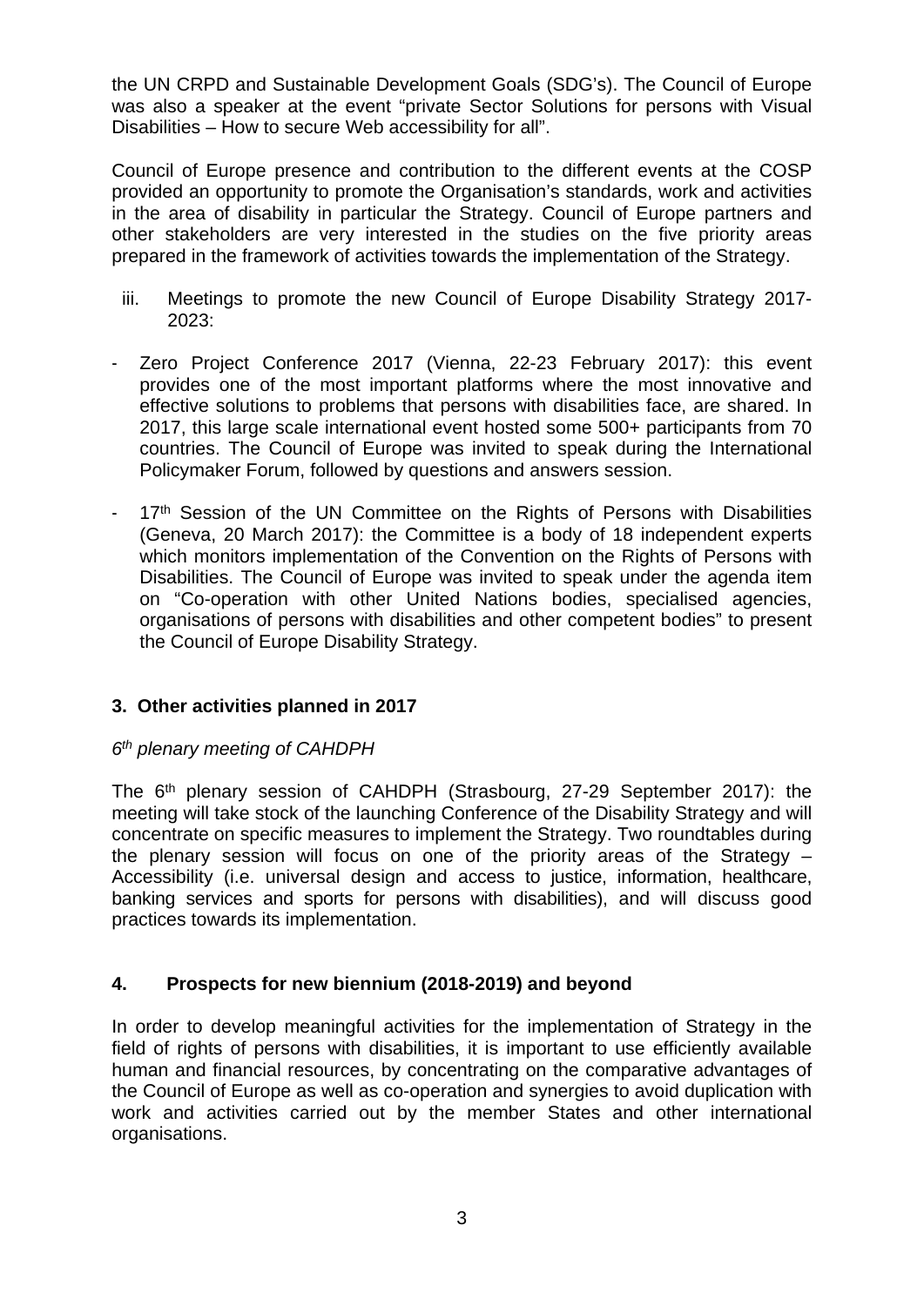the UN CRPD and Sustainable Development Goals (SDG's). The Council of Europe was also a speaker at the event "private Sector Solutions for persons with Visual Disabilities – How to secure Web accessibility for all".

Council of Europe presence and contribution to the different events at the COSP provided an opportunity to promote the Organisation's standards, work and activities in the area of disability in particular the Strategy. Council of Europe partners and other stakeholders are very interested in the studies on the five priority areas prepared in the framework of activities towards the implementation of the Strategy.

iii. Meetings to promote the new Council of Europe Disability Strategy 2017-2023:

- Zero Project Conference 2017 (Vienna, 22-23 February 2017): this event provides one of the most important platforms where the most innovative and effective solutions to problems that persons with disabilities face, are shared. In 2017, this large scale international event hosted some 500+ participants from 70 countries. The Council of Europe was invited to speak during the International Policymaker Forum, followed by questions and answers session.

- 17th Session of the UN Committee on the Rights of Persons with Disabilities (Geneva, 20 March 2017): the Committee is a body of 18 independent experts which monitors implementation of the Convention on the Rights of Persons with Disabilities. The Council of Europe was invited to speak under the agenda item on "Co-operation with other United Nations bodies, specialised agencies, organisations of persons with disabilities and other competent bodies" to present the Council of Europe Disability Strategy.

## 3. Other activities planned in 2017

*6th plenary meeting of CAHDPH*

The 6th plenary session of CAHDPH (Strasbourg, 27-29 September 2017): the meeting will take stock of the launching Conference of the Disability Strategy and will concentrate on specific measures to implement the Strategy. Two roundtables during the plenary session will focus on one of the priority areas of the Strategy – Accessibility (i.e. universal design and access to justice, information, healthcare, banking services and sports for persons with disabilities), and will discuss good practices towards its implementation.

## 4. Prospects for new biennium (2018-2019) and beyond

In order to develop meaningful activities for the implementation of Strategy in the field of rights of persons with disabilities, it is important to use efficiently available human and financial resources, by concentrating on the comparative advantages of the Council of Europe as well as co-operation and synergies to avoid duplication with work and activities carried out by the member States and other international organisations.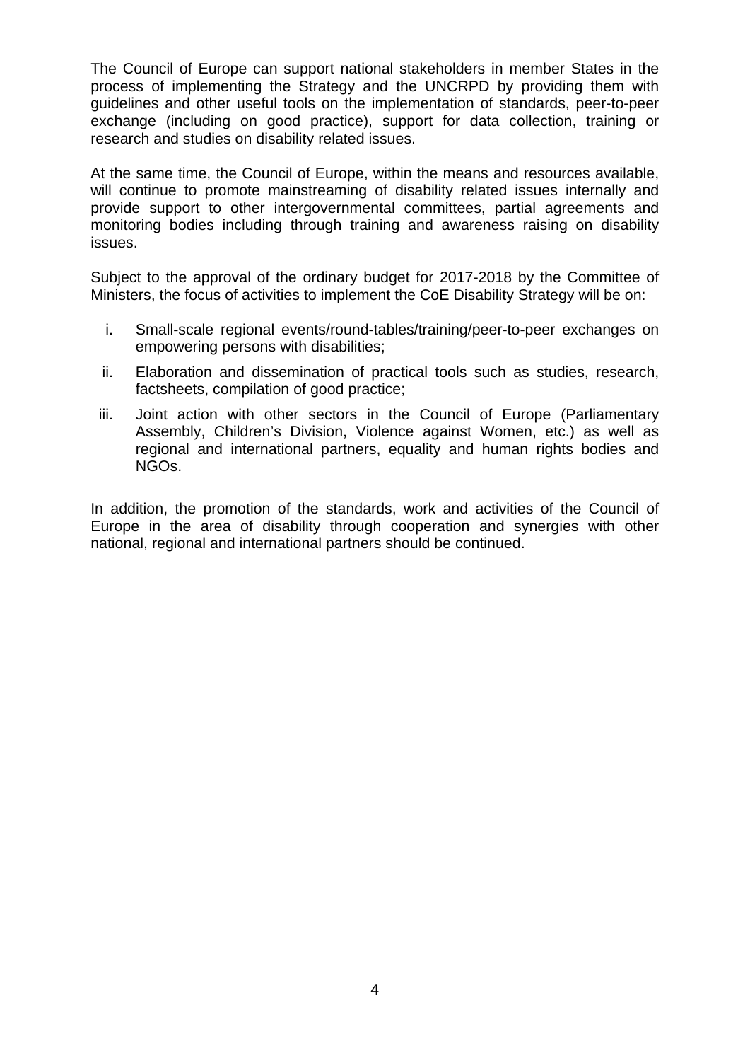The Council of Europe can support national stakeholders in member States in the process of implementing the Strategy and the UNCRPD by providing them with guidelines and other useful tools on the implementation of standards, peer-to-peer exchange (including on good practice), support for data collection, training or research and studies on disability related issues.

At the same time, the Council of Europe, within the means and resources available, will continue to promote mainstreaming of disability related issues internally and provide support to other intergovernmental committees, partial agreements and monitoring bodies including through training and awareness raising on disability issues.

Subject to the approval of the ordinary budget for 2017-2018 by the Committee of Ministers, the focus of activities to implement the CoE Disability Strategy will be on:

i. Small-scale regional events/round-tables/training/peer-to-peer exchanges on empowering persons with disabilities;

ii. Elaboration and dissemination of practical tools such as studies, research, factsheets, compilation of good practice;

iii. Joint action with other sectors in the Council of Europe (Parliamentary Assembly, Children's Division, Violence against Women, etc.) as well as regional and international partners, equality and human rights bodies and NGOs.

In addition, the promotion of the standards, work and activities of the Council of Europe in the area of disability through cooperation and synergies with other national, regional and international partners should be continued.